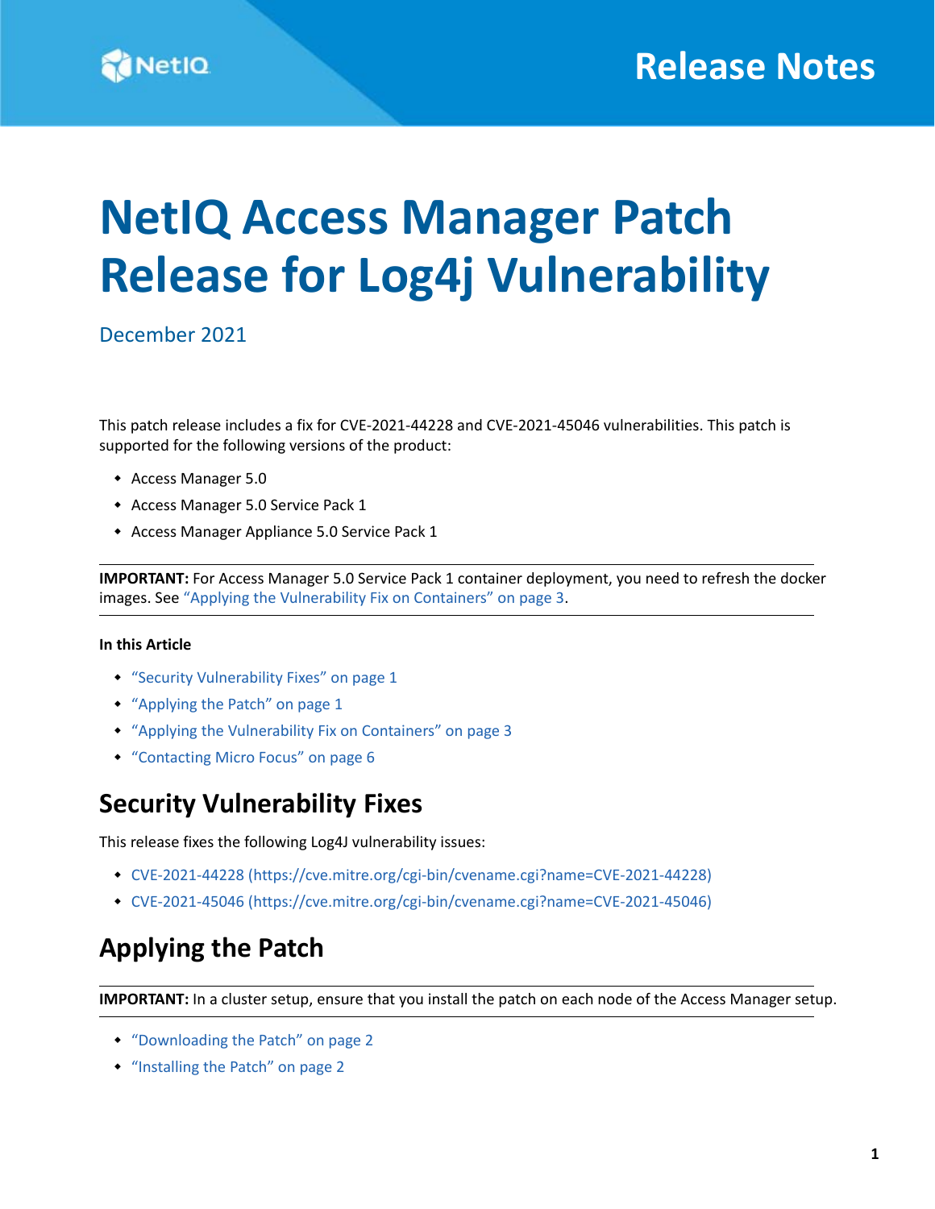Release Notes

# NetIQ Access Manager Patch Release for Log4j Vulnerability

December 2021

This patch release includes a fix for CVE-2021-44228 and CVE-2021-45046 vulnerabilities. This patch is supported for the following versions of the product:

- Access Manager 5.0
- Access Manager 5.0 Service Pack 1
- Access Manager Appliance 5.0 Service Pack 1

**IMPORTANT:** For Access Manager 5.0 Service Pack 1 container deployment, you need to refresh the docker images. See "Applying the Vulnerability Fix on Containers" on page 3.

**In this Article**

- "Security Vulnerability Fixes" on page 1
- "Applying the Patch" on page 1
- "Applying the Vulnerability Fix on Containers" on page 3
- "Contacting Micro Focus" on page 6

## Security Vulnerability Fixes

This release fixes the following Log4J vulnerability issues:

- CVE-2021-44228 (https://cve.mitre.org/cgi-bin/cvename.cgi?name=CVE-2021-44228)
- CVE-2021-45046 (https://cve.mitre.org/cgi-bin/cvename.cgi?name=CVE-2021-45046)

## Applying the Patch

**IMPORTANT:** In a cluster setup, ensure that you install the patch on each node of the Access Manager setup.

- "Downloading the Patch" on page 2
- "Installing the Patch" on page 2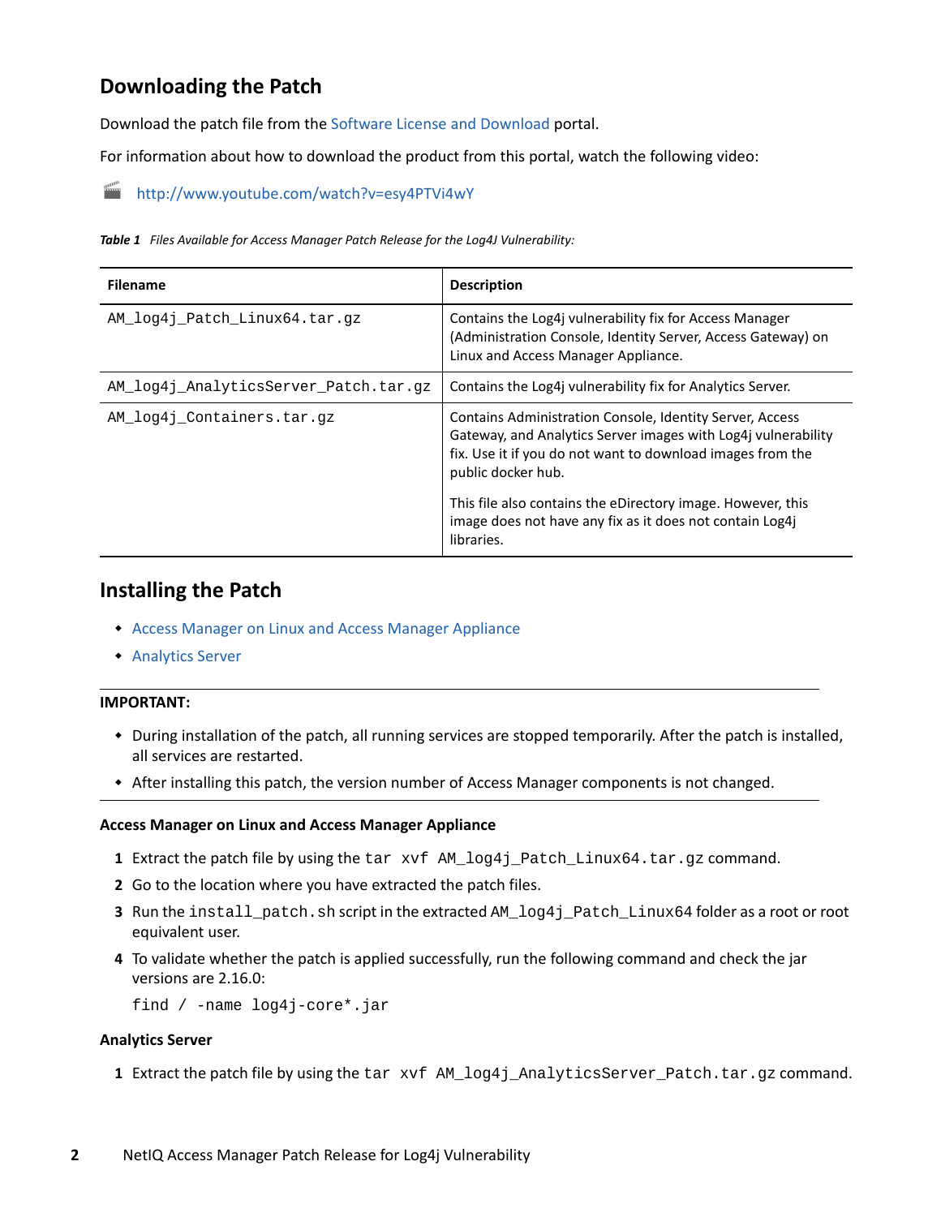## Downloading the Patch

Download the patch file from the Software License and Download portal.

For information about how to download the product from this portal, watch the following video:

http://www.youtube.com/watch?v=esy4PTVi4wY

*Table 1 Files Available for Access Manager Patch Release for the Log4J Vulnerability:*

| Filename | Description |
| --- | --- |
| `AM_log4j_Patch_Linux64.tar.gz` | Contains the Log4j vulnerability fix for Access Manager (Administration Console, Identity Server, Access Gateway) on Linux and Access Manager Appliance. |
| `AM_log4j_AnalyticsServer_Patch.tar.gz` | Contains the Log4j vulnerability fix for Analytics Server. |
| `AM_log4j_Containers.tar.gz` | Contains Administration Console, Identity Server, Access Gateway, and Analytics Server images with Log4j vulnerability fix. Use it if you do not want to download images from the public docker hub.<br><br>This file also contains the eDirectory image. However, this image does not have any fix as it does not contain Log4j libraries. |

## Installing the Patch

- Access Manager on Linux and Access Manager Appliance
- Analytics Server

**IMPORTANT:**

- During installation of the patch, all running services are stopped temporarily. After the patch is installed, all services are restarted.
- After installing this patch, the version number of Access Manager components is not changed.

### Access Manager on Linux and Access Manager Appliance

1. Extract the patch file by using the `tar xvf AM_log4j_Patch_Linux64.tar.gz` command.
2. Go to the location where you have extracted the patch files.
3. Run the `install_patch.sh` script in the extracted `AM_log4j_Patch_Linux64` folder as a root or root equivalent user.
4. To validate whether the patch is applied successfully, run the following command and check the jar versions are 2.16.0:

   ```
   find / -name log4j-core*.jar
   ```

### Analytics Server

1. Extract the patch file by using the `tar xvf AM_log4j_AnalyticsServer_Patch.tar.gz` command.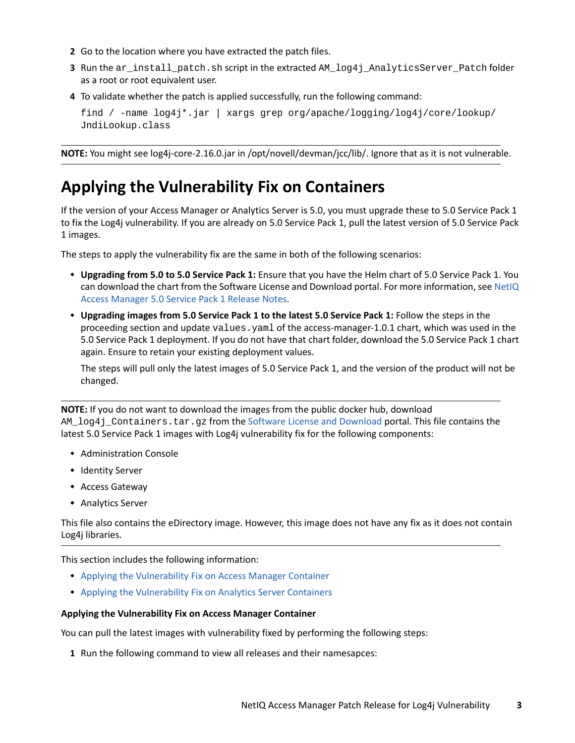2. Go to the location where you have extracted the patch files.
3. Run the `ar_install_patch.sh` script in the extracted `AM_log4j_AnalyticsServer_Patch` folder as a root or root equivalent user.
4. To validate whether the patch is applied successfully, run the following command:

   ```
   find / -name log4j*.jar | xargs grep org/apache/logging/log4j/core/lookup/
   JndiLookup.class
   ```

**NOTE:** You might see log4j-core-2.16.0.jar in /opt/novell/devman/jcc/lib/. Ignore that as it is not vulnerable.

## Applying the Vulnerability Fix on Containers

If the version of your Access Manager or Analytics Server is 5.0, you must upgrade these to 5.0 Service Pack 1 to fix the Log4j vulnerability. If you are already on 5.0 Service Pack 1, pull the latest version of 5.0 Service Pack 1 images.

The steps to apply the vulnerability fix are the same in both of the following scenarios:

- **Upgrading from 5.0 to 5.0 Service Pack 1:** Ensure that you have the Helm chart of 5.0 Service Pack 1. You can download the chart from the Software License and Download portal. For more information, see NetIQ Access Manager 5.0 Service Pack 1 Release Notes.
- **Upgrading images from 5.0 Service Pack 1 to the latest 5.0 Service Pack 1:** Follow the steps in the proceeding section and update `values.yaml` of the access-manager-1.0.1 chart, which was used in the 5.0 Service Pack 1 deployment. If you do not have that chart folder, download the 5.0 Service Pack 1 chart again. Ensure to retain your existing deployment values.

  The steps will pull only the latest images of 5.0 Service Pack 1, and the version of the product will not be changed.

**NOTE:** If you do not want to download the images from the public docker hub, download `AM_log4j_Containers.tar.gz` from the Software License and Download portal. This file contains the latest 5.0 Service Pack 1 images with Log4j vulnerability fix for the following components:

- Administration Console
- Identity Server
- Access Gateway
- Analytics Server

This file also contains the eDirectory image. However, this image does not have any fix as it does not contain Log4j libraries.

This section includes the following information:

- Applying the Vulnerability Fix on Access Manager Container
- Applying the Vulnerability Fix on Analytics Server Containers

### Applying the Vulnerability Fix on Access Manager Container

You can pull the latest images with vulnerability fixed by performing the following steps:

1. Run the following command to view all releases and their namesapces: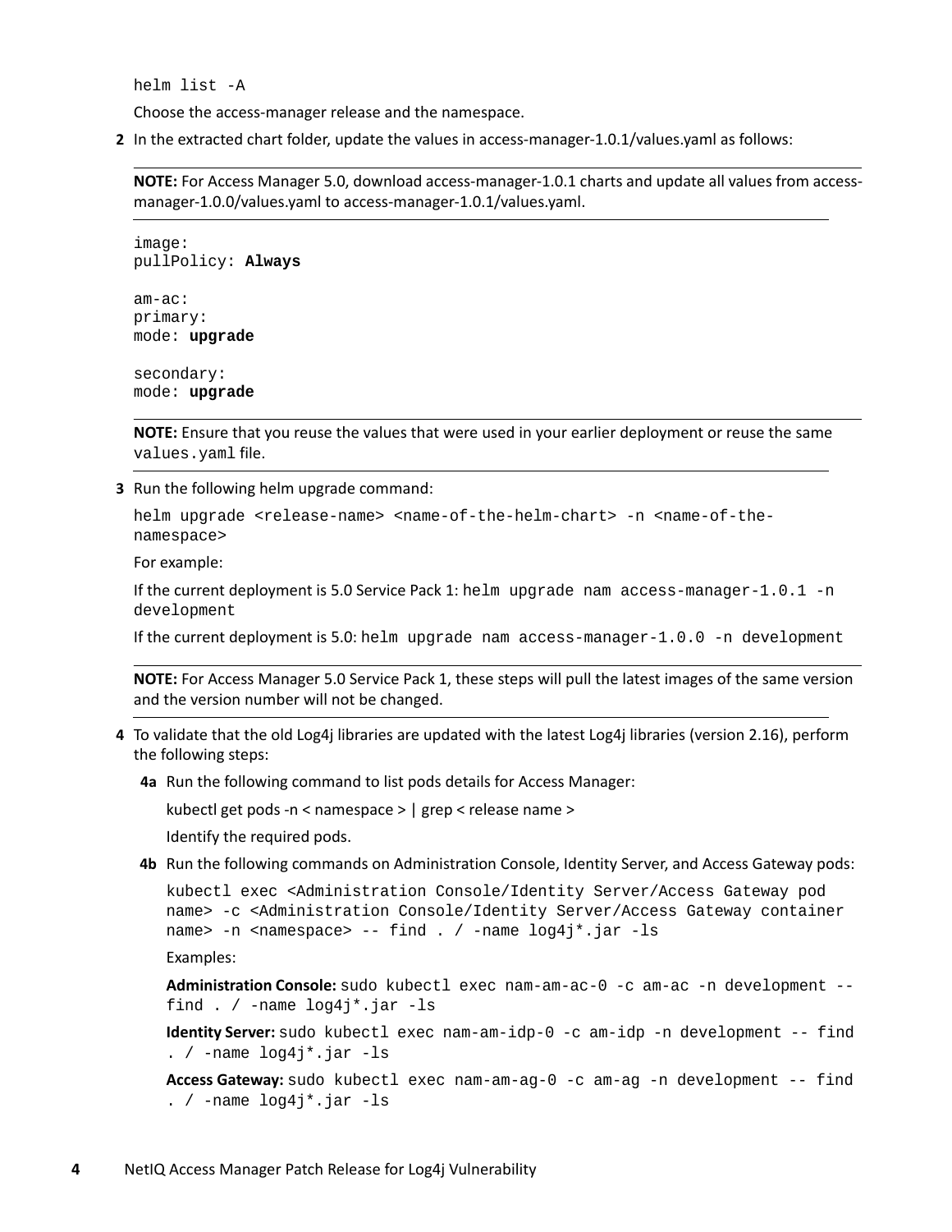```
helm list -A
```

Choose the access-manager release and the namespace.

2. In the extracted chart folder, update the values in access-manager-1.0.1/values.yaml as follows:

   **NOTE:** For Access Manager 5.0, download access-manager-1.0.1 charts and update all values from access-manager-1.0.0/values.yaml to access-manager-1.0.1/values.yaml.

   ```
   image:
   pullPolicy: Always

   am-ac:
   primary:
   mode: upgrade

   secondary:
   mode: upgrade
   ```

   **NOTE:** Ensure that you reuse the values that were used in your earlier deployment or reuse the same `values.yaml` file.

3. Run the following helm upgrade command:

   ```
   helm upgrade <release-name> <name-of-the-helm-chart> -n <name-of-the-namespace>
   ```

   For example:

   If the current deployment is 5.0 Service Pack 1: `helm upgrade nam access-manager-1.0.1 -n development`

   If the current deployment is 5.0: `helm upgrade nam access-manager-1.0.0 -n development`

   **NOTE:** For Access Manager 5.0 Service Pack 1, these steps will pull the latest images of the same version and the version number will not be changed.

4. To validate that the old Log4j libraries are updated with the latest Log4j libraries (version 2.16), perform the following steps:

   **4a** Run the following command to list pods details for Access Manager:

   kubectl get pods -n < namespace > | grep < release name >

   Identify the required pods.

   **4b** Run the following commands on Administration Console, Identity Server, and Access Gateway pods:

   ```
   kubectl exec <Administration Console/Identity Server/Access Gateway pod name> -c <Administration Console/Identity Server/Access Gateway container name> -n <namespace> -- find . / -name log4j*.jar -ls
   ```

   Examples:

   **Administration Console:** `sudo kubectl exec nam-am-ac-0 -c am-ac -n development -- find . / -name log4j*.jar -ls`

   **Identity Server:** `sudo kubectl exec nam-am-idp-0 -c am-idp -n development -- find . / -name log4j*.jar -ls`

   **Access Gateway:** `sudo kubectl exec nam-am-ag-0 -c am-ag -n development -- find . / -name log4j*.jar -ls`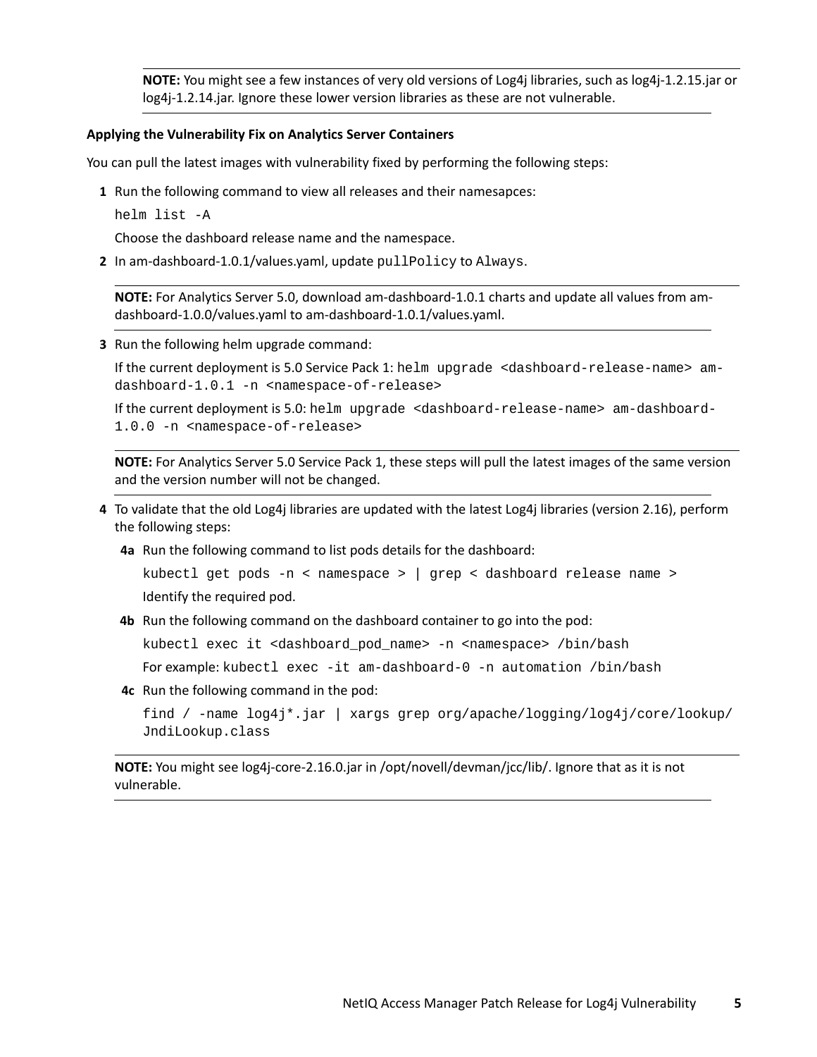**NOTE:** You might see a few instances of very old versions of Log4j libraries, such as log4j-1.2.15.jar or log4j-1.2.14.jar. Ignore these lower version libraries as these are not vulnerable.

**Applying the Vulnerability Fix on Analytics Server Containers**

You can pull the latest images with vulnerability fixed by performing the following steps:

**1** Run the following command to view all releases and their namesapces:

```
helm list -A
```

Choose the dashboard release name and the namespace.

**2** In am-dashboard-1.0.1/values.yaml, update `pullPolicy` to `Always`.

**NOTE:** For Analytics Server 5.0, download am-dashboard-1.0.1 charts and update all values from am-dashboard-1.0.0/values.yaml to am-dashboard-1.0.1/values.yaml.

**3** Run the following helm upgrade command:

If the current deployment is 5.0 Service Pack 1: `helm upgrade <dashboard-release-name> am-dashboard-1.0.1 -n <namespace-of-release>`

If the current deployment is 5.0: `helm upgrade <dashboard-release-name> am-dashboard-1.0.0 -n <namespace-of-release>`

**NOTE:** For Analytics Server 5.0 Service Pack 1, these steps will pull the latest images of the same version and the version number will not be changed.

**4** To validate that the old Log4j libraries are updated with the latest Log4j libraries (version 2.16), perform the following steps:

**4a** Run the following command to list pods details for the dashboard:

```
kubectl get pods -n < namespace > | grep < dashboard release name >
```

Identify the required pod.

**4b** Run the following command on the dashboard container to go into the pod:

```
kubectl exec it <dashboard_pod_name> -n <namespace> /bin/bash
```

For example: `kubectl exec -it am-dashboard-0 -n automation /bin/bash`

**4c** Run the following command in the pod:

```
find / -name log4j*.jar | xargs grep org/apache/logging/log4j/core/lookup/JndiLookup.class
```

**NOTE:** You might see log4j-core-2.16.0.jar in /opt/novell/devman/jcc/lib/. Ignore that as it is not vulnerable.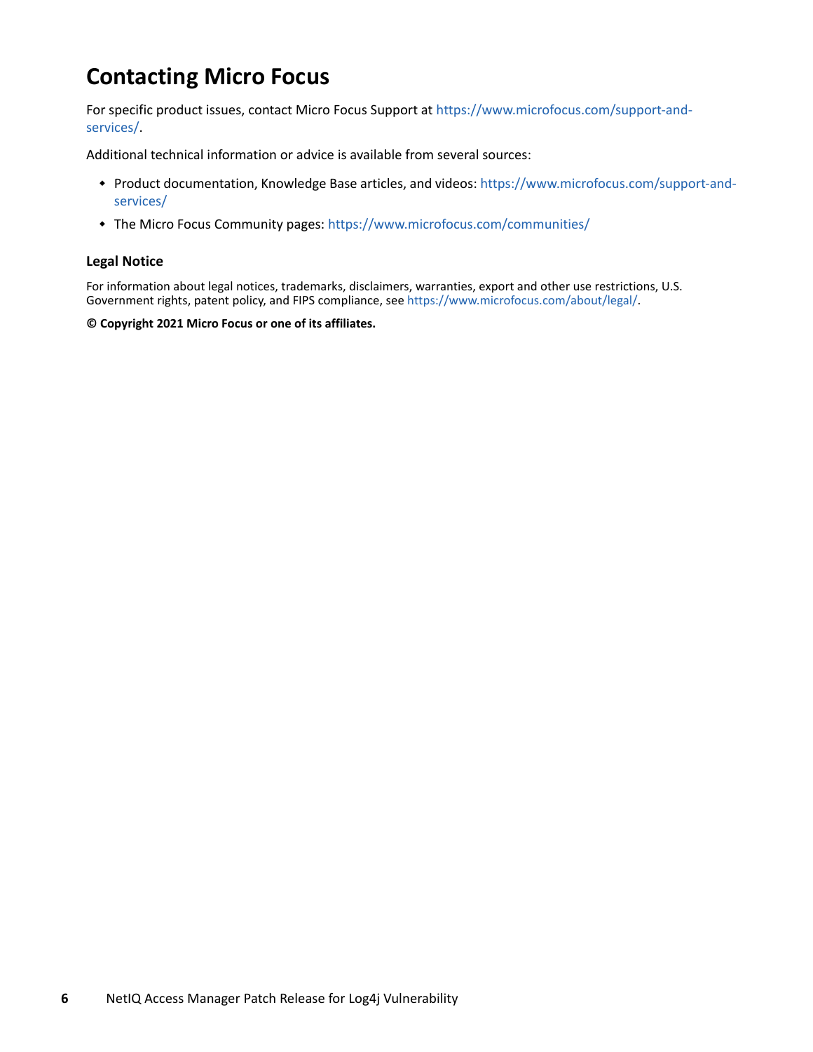# Contacting Micro Focus

For specific product issues, contact Micro Focus Support at https://www.microfocus.com/support-and-services/.

Additional technical information or advice is available from several sources:

- Product documentation, Knowledge Base articles, and videos: https://www.microfocus.com/support-and-services/
- The Micro Focus Community pages: https://www.microfocus.com/communities/

### Legal Notice

For information about legal notices, trademarks, disclaimers, warranties, export and other use restrictions, U.S. Government rights, patent policy, and FIPS compliance, see https://www.microfocus.com/about/legal/.

**© Copyright 2021 Micro Focus or one of its affiliates.**